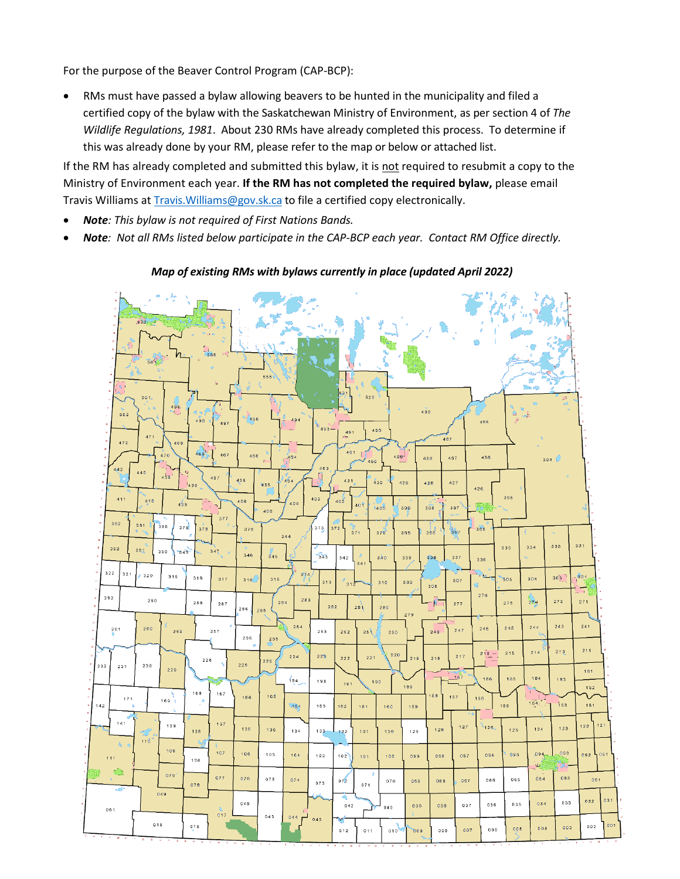For the purpose of the Beaver Control Program (CAP-BCP):

- RMs must have passed a bylaw allowing beavers to be hunted in the municipality and filed a certified copy of the bylaw with the Saskatchewan Ministry of Environment, as per section 4 of *The Wildlife Regulations, 1981*. About 230 RMs have already completed this process. To determine if this was already done by your RM, please refer to the map or below or attached list.

If the RM has already completed and submitted this bylaw, it is not required to resubmit a copy to the Ministry of Environment each year. **If the RM has not completed the required bylaw,** please email Travis Williams at Travis.Williams@gov.sk.ca to file a certified copy electronically.

- ***Note****: This bylaw is not required of First Nations Bands.*
- ***Note****: Not all RMs listed below participate in the CAP-BCP each year. Contact RM Office directly.*

***Map of existing RMs with bylaws currently in place (updated April 2022)***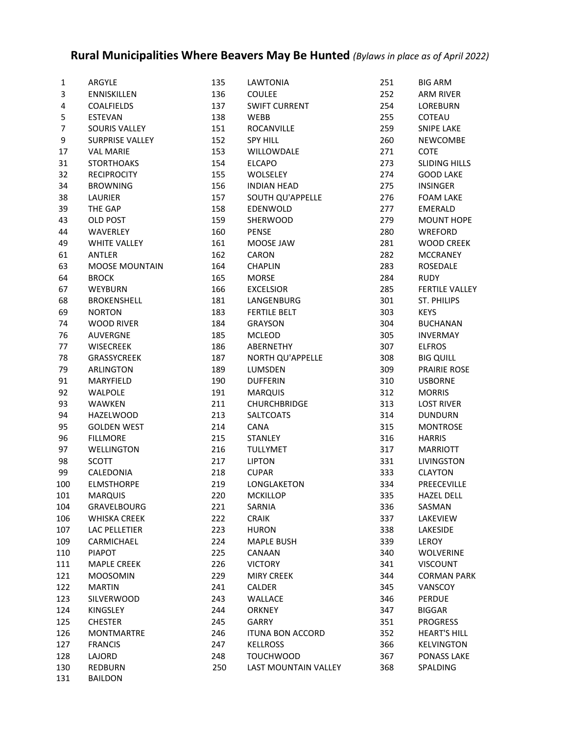## **Rural Municipalities Where Beavers May Be Hunted** *(Bylaws in place as of April 2022)*

| No. | RM | No. | RM | No. | RM |
|---|---|---|---|---|---|
| 1 | ARGYLE | 135 | LAWTONIA | 251 | BIG ARM |
| 3 | ENNISKILLEN | 136 | COULEE | 252 | ARM RIVER |
| 4 | COALFIELDS | 137 | SWIFT CURRENT | 254 | LOREBURN |
| 5 | ESTEVAN | 138 | WEBB | 255 | COTEAU |
| 7 | SOURIS VALLEY | 151 | ROCANVILLE | 259 | SNIPE LAKE |
| 9 | SURPRISE VALLEY | 152 | SPY HILL | 260 | NEWCOMBE |
| 17 | VAL MARIE | 153 | WILLOWDALE | 271 | COTE |
| 31 | STORTHOAKS | 154 | ELCAPO | 273 | SLIDING HILLS |
| 32 | RECIPROCITY | 155 | WOLSELEY | 274 | GOOD LAKE |
| 34 | BROWNING | 156 | INDIAN HEAD | 275 | INSINGER |
| 38 | LAURIER | 157 | SOUTH QU'APPELLE | 276 | FOAM LAKE |
| 39 | THE GAP | 158 | EDENWOLD | 277 | EMERALD |
| 43 | OLD POST | 159 | SHERWOOD | 279 | MOUNT HOPE |
| 44 | WAVERLEY | 160 | PENSE | 280 | WREFORD |
| 49 | WHITE VALLEY | 161 | MOOSE JAW | 281 | WOOD CREEK |
| 61 | ANTLER | 162 | CARON | 282 | MCCRANEY |
| 63 | MOOSE MOUNTAIN | 164 | CHAPLIN | 283 | ROSEDALE |
| 64 | BROCK | 165 | MORSE | 284 | RUDY |
| 67 | WEYBURN | 166 | EXCELSIOR | 285 | FERTILE VALLEY |
| 68 | BROKENSHELL | 181 | LANGENBURG | 301 | ST. PHILIPS |
| 69 | NORTON | 183 | FERTILE BELT | 303 | KEYS |
| 74 | WOOD RIVER | 184 | GRAYSON | 304 | BUCHANAN |
| 76 | AUVERGNE | 185 | MCLEOD | 305 | INVERMAY |
| 77 | WISECREEK | 186 | ABERNETHY | 307 | ELFROS |
| 78 | GRASSYCREEK | 187 | NORTH QU'APPELLE | 308 | BIG QUILL |
| 79 | ARLINGTON | 189 | LUMSDEN | 309 | PRAIRIE ROSE |
| 91 | MARYFIELD | 190 | DUFFERIN | 310 | USBORNE |
| 92 | WALPOLE | 191 | MARQUIS | 312 | MORRIS |
| 93 | WAWKEN | 211 | CHURCHBRIDGE | 313 | LOST RIVER |
| 94 | HAZELWOOD | 213 | SALTCOATS | 314 | DUNDURN |
| 95 | GOLDEN WEST | 214 | CANA | 315 | MONTROSE |
| 96 | FILLMORE | 215 | STANLEY | 316 | HARRIS |
| 97 | WELLINGTON | 216 | TULLYMET | 317 | MARRIOTT |
| 98 | SCOTT | 217 | LIPTON | 331 | LIVINGSTON |
| 99 | CALEDONIA | 218 | CUPAR | 333 | CLAYTON |
| 100 | ELMSTHORPE | 219 | LONGLAKETON | 334 | PREECEVILLE |
| 101 | MARQUIS | 220 | MCKILLOP | 335 | HAZEL DELL |
| 104 | GRAVELBOURG | 221 | SARNIA | 336 | SASMAN |
| 106 | WHISKA CREEK | 222 | CRAIK | 337 | LAKEVIEW |
| 107 | LAC PELLETIER | 223 | HURON | 338 | LAKESIDE |
| 109 | CARMICHAEL | 224 | MAPLE BUSH | 339 | LEROY |
| 110 | PIAPOT | 225 | CANAAN | 340 | WOLVERINE |
| 111 | MAPLE CREEK | 226 | VICTORY | 341 | VISCOUNT |
| 121 | MOOSOMIN | 229 | MIRY CREEK | 344 | CORMAN PARK |
| 122 | MARTIN | 241 | CALDER | 345 | VANSCOY |
| 123 | SILVERWOOD | 243 | WALLACE | 346 | PERDUE |
| 124 | KINGSLEY | 244 | ORKNEY | 347 | BIGGAR |
| 125 | CHESTER | 245 | GARRY | 351 | PROGRESS |
| 126 | MONTMARTRE | 246 | ITUNA BON ACCORD | 352 | HEART'S HILL |
| 127 | FRANCIS | 247 | KELLROSS | 366 | KELVINGTON |
| 128 | LAJORD | 248 | TOUCHWOOD | 367 | PONASS LAKE |
| 130 | REDBURN | 250 | LAST MOUNTAIN VALLEY | 368 | SPALDING |
| 131 | BAILDON | | | | |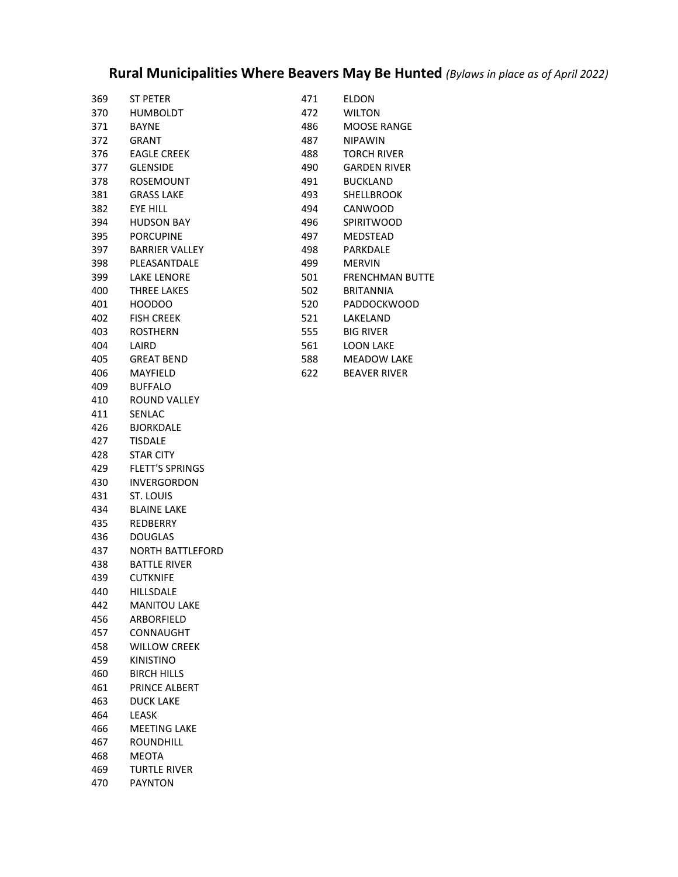## **Rural Municipalities Where Beavers May Be Hunted** *(Bylaws in place as of April 2022)*

| | |
|---|---|
| 369 | ST PETER |
| 370 | HUMBOLDT |
| 371 | BAYNE |
| 372 | GRANT |
| 376 | EAGLE CREEK |
| 377 | GLENSIDE |
| 378 | ROSEMOUNT |
| 381 | GRASS LAKE |
| 382 | EYE HILL |
| 394 | HUDSON BAY |
| 395 | PORCUPINE |
| 397 | BARRIER VALLEY |
| 398 | PLEASANTDALE |
| 399 | LAKE LENORE |
| 400 | THREE LAKES |
| 401 | HOODOO |
| 402 | FISH CREEK |
| 403 | ROSTHERN |
| 404 | LAIRD |
| 405 | GREAT BEND |
| 406 | MAYFIELD |
| 409 | BUFFALO |
| 410 | ROUND VALLEY |
| 411 | SENLAC |
| 426 | BJORKDALE |
| 427 | TISDALE |
| 428 | STAR CITY |
| 429 | FLETT'S SPRINGS |
| 430 | INVERGORDON |
| 431 | ST. LOUIS |
| 434 | BLAINE LAKE |
| 435 | REDBERRY |
| 436 | DOUGLAS |
| 437 | NORTH BATTLEFORD |
| 438 | BATTLE RIVER |
| 439 | CUTKNIFE |
| 440 | HILLSDALE |
| 442 | MANITOU LAKE |
| 456 | ARBORFIELD |
| 457 | CONNAUGHT |
| 458 | WILLOW CREEK |
| 459 | KINISTINO |
| 460 | BIRCH HILLS |
| 461 | PRINCE ALBERT |
| 463 | DUCK LAKE |
| 464 | LEASK |
| 466 | MEETING LAKE |
| 467 | ROUNDHILL |
| 468 | MEOTA |
| 469 | TURTLE RIVER |
| 470 | PAYNTON |
| 471 | ELDON |
| 472 | WILTON |
| 486 | MOOSE RANGE |
| 487 | NIPAWIN |
| 488 | TORCH RIVER |
| 490 | GARDEN RIVER |
| 491 | BUCKLAND |
| 493 | SHELLBROOK |
| 494 | CANWOOD |
| 496 | SPIRITWOOD |
| 497 | MEDSTEAD |
| 498 | PARKDALE |
| 499 | MERVIN |
| 501 | FRENCHMAN BUTTE |
| 502 | BRITANNIA |
| 520 | PADDOCKWOOD |
| 521 | LAKELAND |
| 555 | BIG RIVER |
| 561 | LOON LAKE |
| 588 | MEADOW LAKE |
| 622 | BEAVER RIVER |